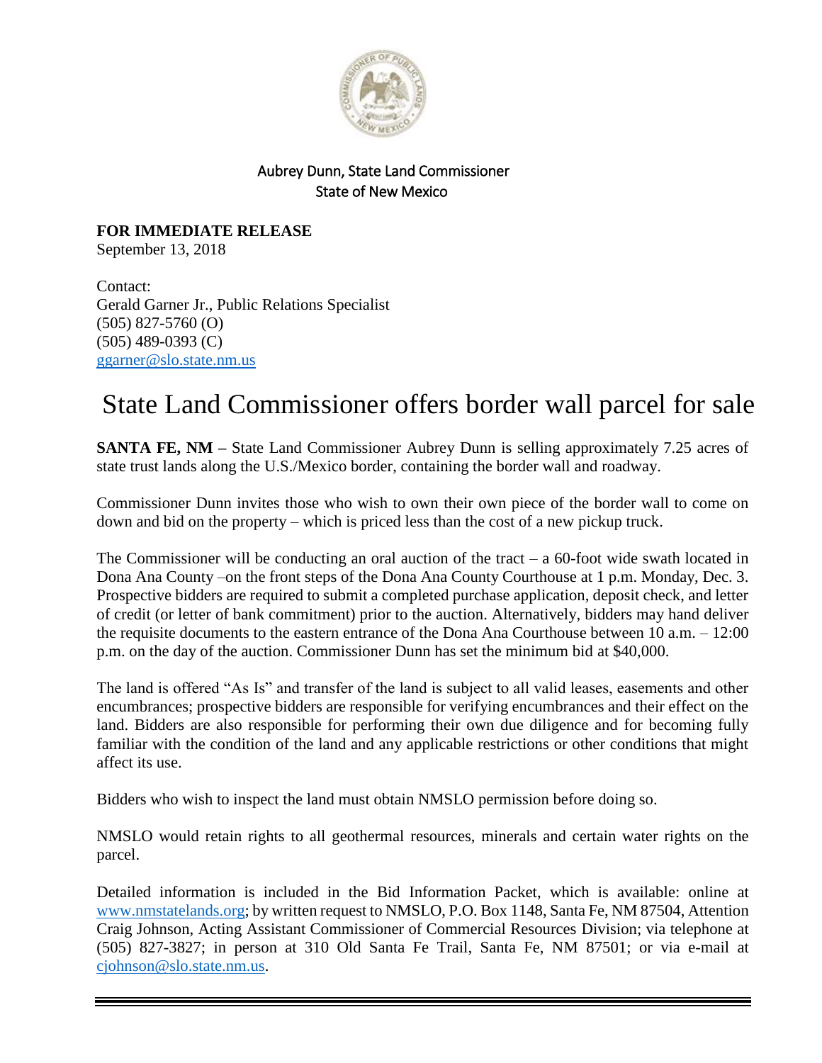Aubrey Dunn, State Land Commissioner
State of New Mexico

**FOR IMMEDIATE RELEASE**
September 13, 2018

Contact:
Gerald Garner Jr., Public Relations Specialist
(505) 827-5760 (O)
(505) 489-0393 (C)
ggarner@slo.state.nm.us

# State Land Commissioner offers border wall parcel for sale

**SANTA FE, NM –** State Land Commissioner Aubrey Dunn is selling approximately 7.25 acres of state trust lands along the U.S./Mexico border, containing the border wall and roadway.

Commissioner Dunn invites those who wish to own their own piece of the border wall to come on down and bid on the property – which is priced less than the cost of a new pickup truck.

The Commissioner will be conducting an oral auction of the tract – a 60-foot wide swath located in Dona Ana County –on the front steps of the Dona Ana County Courthouse at 1 p.m. Monday, Dec. 3. Prospective bidders are required to submit a completed purchase application, deposit check, and letter of credit (or letter of bank commitment) prior to the auction. Alternatively, bidders may hand deliver the requisite documents to the eastern entrance of the Dona Ana Courthouse between 10 a.m. – 12:00 p.m. on the day of the auction. Commissioner Dunn has set the minimum bid at $40,000.

The land is offered "As Is" and transfer of the land is subject to all valid leases, easements and other encumbrances; prospective bidders are responsible for verifying encumbrances and their effect on the land. Bidders are also responsible for performing their own due diligence and for becoming fully familiar with the condition of the land and any applicable restrictions or other conditions that might affect its use.

Bidders who wish to inspect the land must obtain NMSLO permission before doing so.

NMSLO would retain rights to all geothermal resources, minerals and certain water rights on the parcel.

Detailed information is included in the Bid Information Packet, which is available: online at www.nmstatelands.org; by written request to NMSLO, P.O. Box 1148, Santa Fe, NM 87504, Attention Craig Johnson, Acting Assistant Commissioner of Commercial Resources Division; via telephone at (505) 827-3827; in person at 310 Old Santa Fe Trail, Santa Fe, NM 87501; or via e-mail at cjohnson@slo.state.nm.us.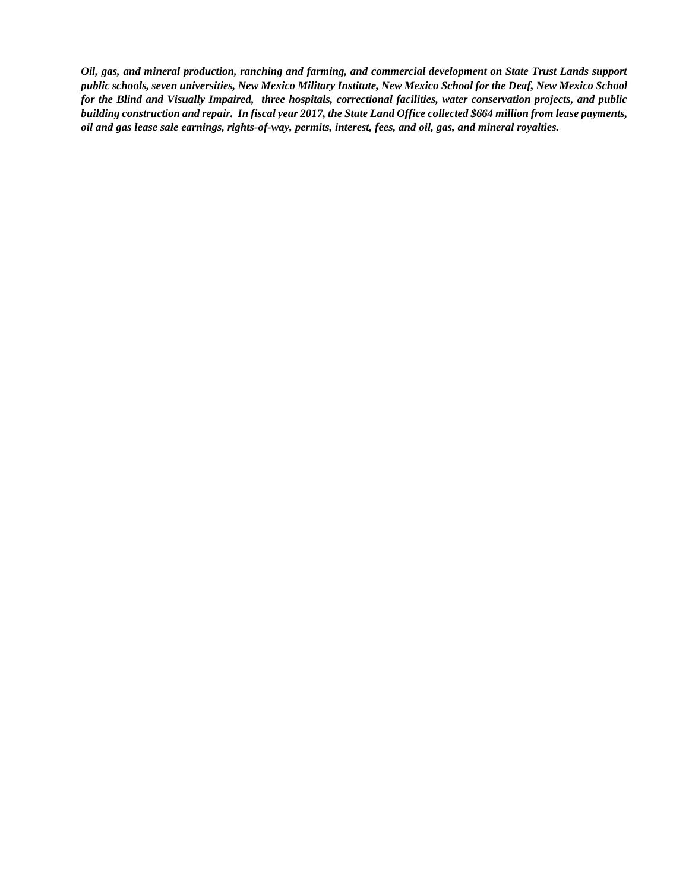***Oil, gas, and mineral production, ranching and farming, and commercial development on State Trust Lands support public schools, seven universities, New Mexico Military Institute, New Mexico School for the Deaf, New Mexico School for the Blind and Visually Impaired, three hospitals, correctional facilities, water conservation projects, and public building construction and repair. In fiscal year 2017, the State Land Office collected $664 million from lease payments, oil and gas lease sale earnings, rights-of-way, permits, interest, fees, and oil, gas, and mineral royalties.***